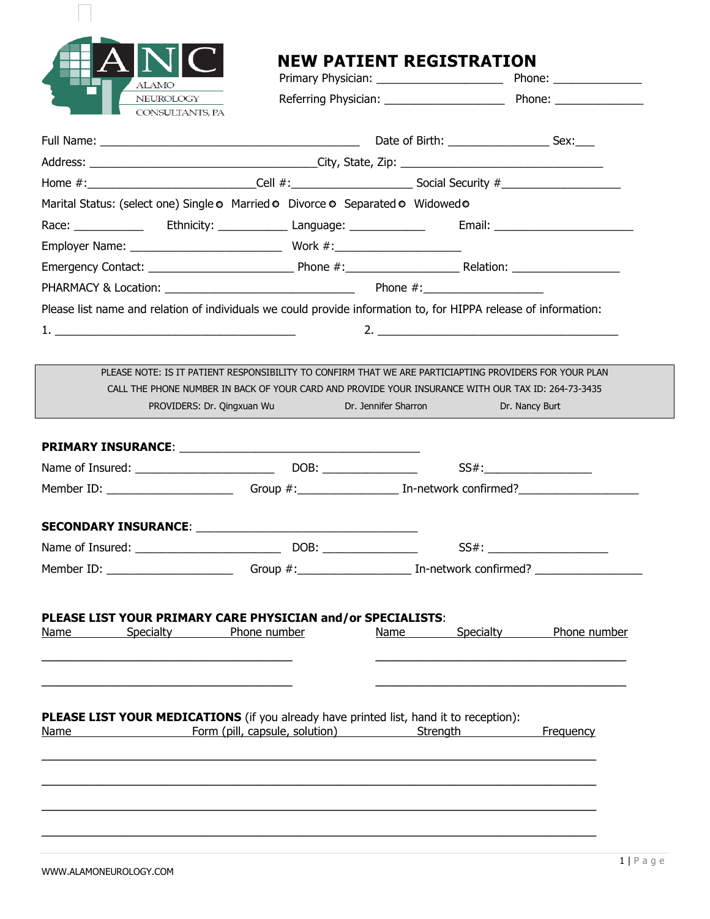ALAMO NEUROLOGY CONSULTANTS, PA

# NEW PATIENT REGISTRATION

Primary Physician: ____________________ Phone: ______________

Referring Physician: ____________________ Phone: ______________

Full Name: ____________________________________________ Date of Birth: ________________ Sex:___

Address: ______________________________________City, State, Zip: __________________________________

Home #:___________________________Cell #:____________________ Social Security #___________________

Marital Status: (select one) Single ○ Married ○ Divorce ○ Separated ○ Widowed ○

Race: ___________ Ethnicity: ___________ Language: ____________ Email: _______________________

Employer Name: _________________________ Work #:_____________________

Emergency Contact: ________________________ Phone #:___________________ Relation: _________________

PHARMACY & Location: _______________________________ Phone #:___________________

Please list name and relation of individuals we could provide information to, for HIPPA release of information:

1. ________________________________________ 2. ________________________________________

PLEASE NOTE: IS IT PATIENT RESPONSIBILITY TO CONFIRM THAT WE ARE PARTICIAPTING PROVIDERS FOR YOUR PLAN
CALL THE PHONE NUMBER IN BACK OF YOUR CARD AND PROVIDE YOUR INSURANCE WITH OUR TAX ID: 264-73-3435
PROVIDERS: Dr. Qingxuan Wu Dr. Jennifer Sharron Dr. Nancy Burt

**PRIMARY INSURANCE**: ________________________________________

Name of Insured: _______________________ DOB: ________________ SS#:__________________

Member ID: _____________________ Group #:________________ In-network confirmed?___________________

**SECONDARY INSURANCE**: _____________________________________

Name of Insured: _______________________ DOB: ________________ SS#: ____________________

Member ID: _____________________ Group #:___________________ In-network confirmed? _________________

**PLEASE LIST YOUR PRIMARY CARE PHYSICIAN and/or SPECIALISTS**:

| Name | Specialty | Phone number | Name | Specialty | Phone number |
|---|---|---|---|---|---|
| | | | | | |
| | | | | | |

**PLEASE LIST YOUR MEDICATIONS** (if you already have printed list, hand it to reception):

| Name | Form (pill, capsule, solution) | Strength | Frequency |
|---|---|---|---|
| | | | |
| | | | |
| | | | |
| | | | |

WWW.ALAMONEUROLOGY.COM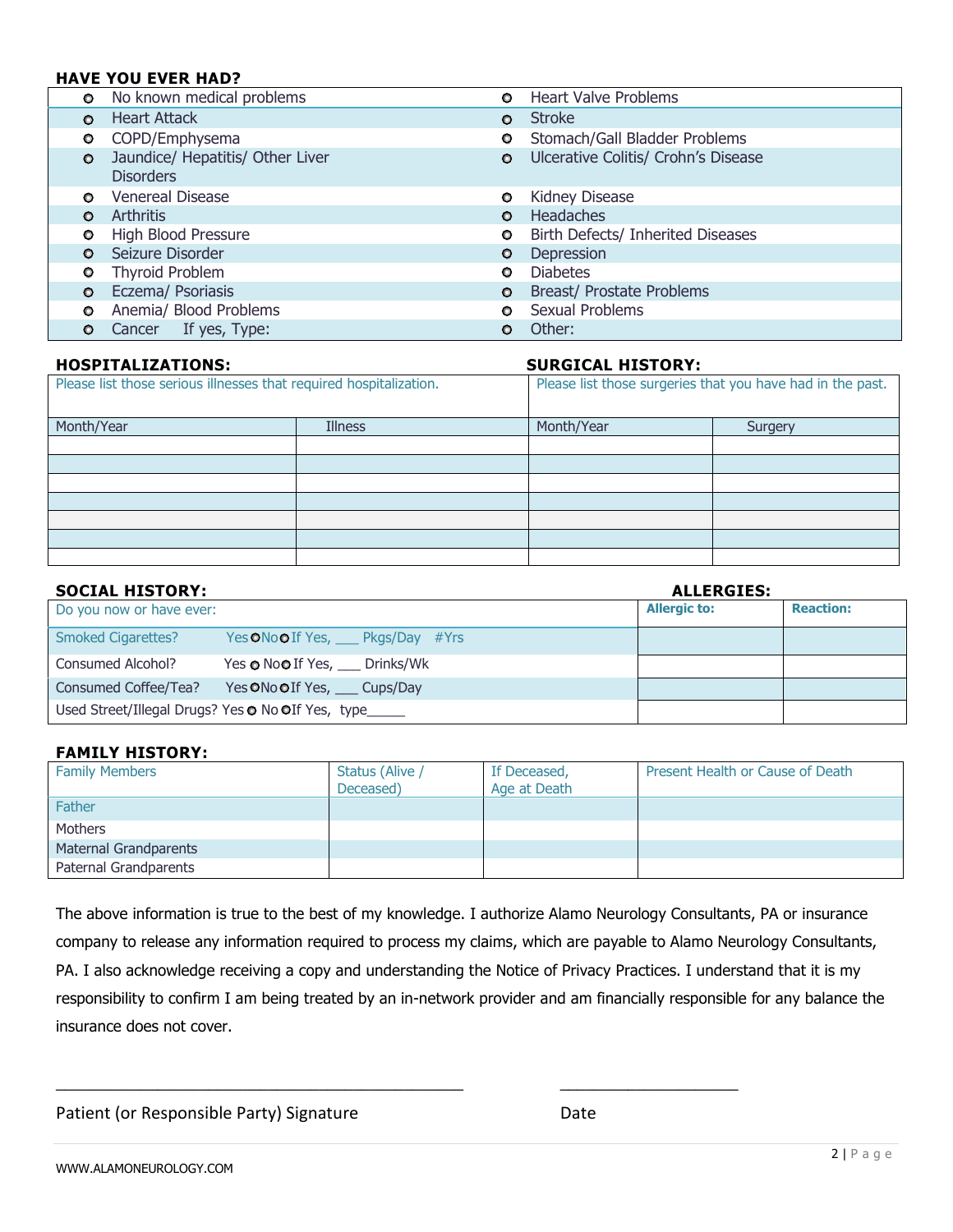## HAVE YOU EVER HAD?

| | | | |
|---|---|---|---|
| ○ | No known medical problems | ○ | Heart Valve Problems |
| ○ | Heart Attack | ○ | Stroke |
| ○ | COPD/Emphysema | ○ | Stomach/Gall Bladder Problems |
| ○ | Jaundice/ Hepatitis/ Other Liver Disorders | ○ | Ulcerative Colitis/ Crohn's Disease |
| ○ | Venereal Disease | ○ | Kidney Disease |
| ○ | Arthritis | ○ | Headaches |
| ○ | High Blood Pressure | ○ | Birth Defects/ Inherited Diseases |
| ○ | Seizure Disorder | ○ | Depression |
| ○ | Thyroid Problem | ○ | Diabetes |
| ○ | Eczema/ Psoriasis | ○ | Breast/ Prostate Problems |
| ○ | Anemia/ Blood Problems | ○ | Sexual Problems |
| ○ | Cancer If yes, Type: | ○ | Other: |

## HOSPITALIZATIONS: / SURGICAL HISTORY:

| Please list those serious illnesses that required hospitalization. | | Please list those surgeries that you have had in the past. | |
|---|---|---|---|
| Month/Year | Illness | Month/Year | Surgery |
| | | | |
| | | | |
| | | | |
| | | | |
| | | | |
| | | | |
| | | | |

## SOCIAL HISTORY:

| Do you now or have ever: |
|---|
| Smoked Cigarettes? Yes ○ No ○ If Yes, ___ Pkgs/Day #Yrs |
| Consumed Alcohol? Yes ○ No ○ If Yes, ___ Drinks/Wk |
| Consumed Coffee/Tea? Yes ○ No ○ If Yes, ___ Cups/Day |
| Used Street/Illegal Drugs? Yes ○ No ○ If Yes, type_____ |

## ALLERGIES:

| Allergic to: | Reaction: |
|---|---|
| | |
| | |
| | |
| | |

## FAMILY HISTORY:

| Family Members | Status (Alive / Deceased) | If Deceased, Age at Death | Present Health or Cause of Death |
|---|---|---|---|
| Father | | | |
| Mothers | | | |
| Maternal Grandparents | | | |
| Paternal Grandparents | | | |

The above information is true to the best of my knowledge. I authorize Alamo Neurology Consultants, PA or insurance company to release any information required to process my claims, which are payable to Alamo Neurology Consultants, PA. I also acknowledge receiving a copy and understanding the Notice of Privacy Practices. I understand that it is my responsibility to confirm I am being treated by an in-network provider and am financially responsible for any balance the insurance does not cover.

_______________________________________________ _____________________

Patient (or Responsible Party) Signature Date

WWW.ALAMONEUROLOGY.COM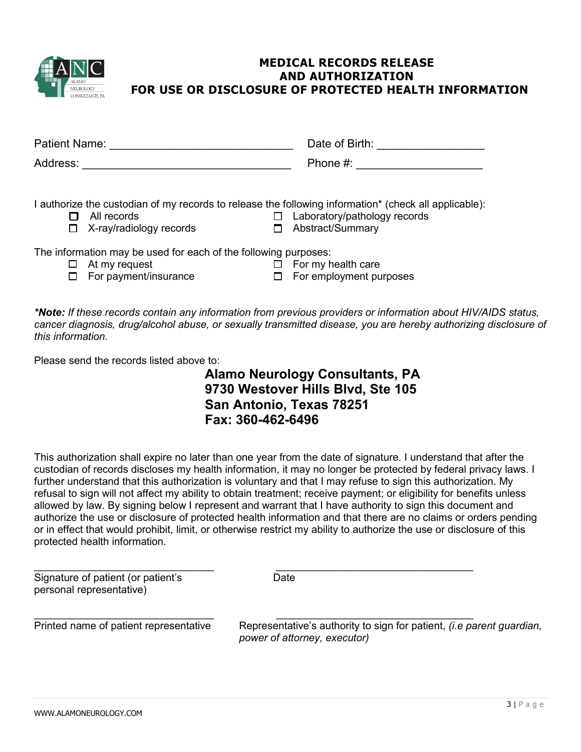# MEDICAL RECORDS RELEASE AND AUTHORIZATION FOR USE OR DISCLOSURE OF PROTECTED HEALTH INFORMATION

Patient Name: ______________________________ Date of Birth: _________________

Address: __________________________________ Phone #: ____________________

I authorize the custodian of my records to release the following information* (check all applicable):

- ☐ All records
- ☐ Laboratory/pathology records
- ☐ X-ray/radiology records
- ☐ Abstract/Summary

The information may be used for each of the following purposes:

- ☐ At my request
- ☐ For my health care
- ☐ For payment/insurance
- ☐ For employment purposes

***Note:** If these records contain any information from previous providers or information about HIV/AIDS status, cancer diagnosis, drug/alcohol abuse, or sexually transmitted disease, you are hereby authorizing disclosure of this information.*

Please send the records listed above to:

**Alamo Neurology Consultants, PA**
**9730 Westover Hills Blvd, Ste 105**
**San Antonio, Texas 78251**
**Fax: 360-462-6496**

This authorization shall expire no later than one year from the date of signature. I understand that after the custodian of records discloses my health information, it may no longer be protected by federal privacy laws. I further understand that this authorization is voluntary and that I may refuse to sign this authorization. My refusal to sign will not affect my ability to obtain treatment; receive payment; or eligibility for benefits unless allowed by law. By signing below I represent and warrant that I have authority to sign this document and authorize the use or disclosure of protected health information and that there are no claims or orders pending or in effect that would prohibit, limit, or otherwise restrict my ability to authorize the use or disclosure of this protected health information.

________________________________ ________________________________

Signature of patient (or patient's personal representative) Date

________________________________ ________________________________

Printed name of patient representative Representative's authority to sign for patient, *(i.e parent guardian, power of attorney, executor)*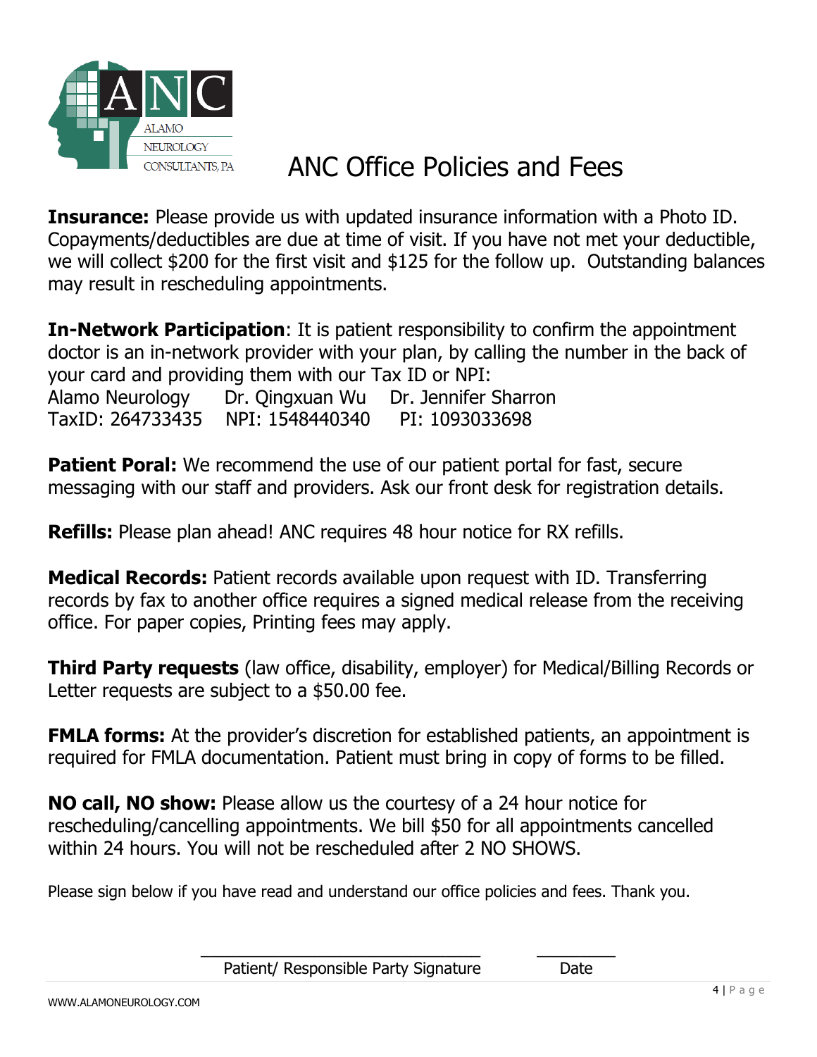ALAMO NEUROLOGY CONSULTANTS, PA

# ANC Office Policies and Fees

**Insurance:** Please provide us with updated insurance information with a Photo ID. Copayments/deductibles are due at time of visit. If you have not met your deductible, we will collect $200 for the first visit and $125 for the follow up. Outstanding balances may result in rescheduling appointments.

**In-Network Participation**: It is patient responsibility to confirm the appointment doctor is an in-network provider with your plan, by calling the number in the back of your card and providing them with our Tax ID or NPI:

| | | |
|---|---|---|
| Alamo Neurology | Dr. Qingxuan Wu | Dr. Jennifer Sharron |
| TaxID: 264733435 | NPI: 1548440340 | PI: 1093033698 |

**Patient Poral:** We recommend the use of our patient portal for fast, secure messaging with our staff and providers. Ask our front desk for registration details.

**Refills:** Please plan ahead! ANC requires 48 hour notice for RX refills.

**Medical Records:** Patient records available upon request with ID. Transferring records by fax to another office requires a signed medical release from the receiving office. For paper copies, Printing fees may apply.

**Third Party requests** (law office, disability, employer) for Medical/Billing Records or Letter requests are subject to a $50.00 fee.

**FMLA forms:** At the provider's discretion for established patients, an appointment is required for FMLA documentation. Patient must bring in copy of forms to be filled.

**NO call, NO show:** Please allow us the courtesy of a 24 hour notice for rescheduling/cancelling appointments. We bill $50 for all appointments cancelled within 24 hours. You will not be rescheduled after 2 NO SHOWS.

Please sign below if you have read and understand our office policies and fees. Thank you.

_______________________________ __________

Patient/ Responsible Party Signature Date

WWW.ALAMONEUROLOGY.COM